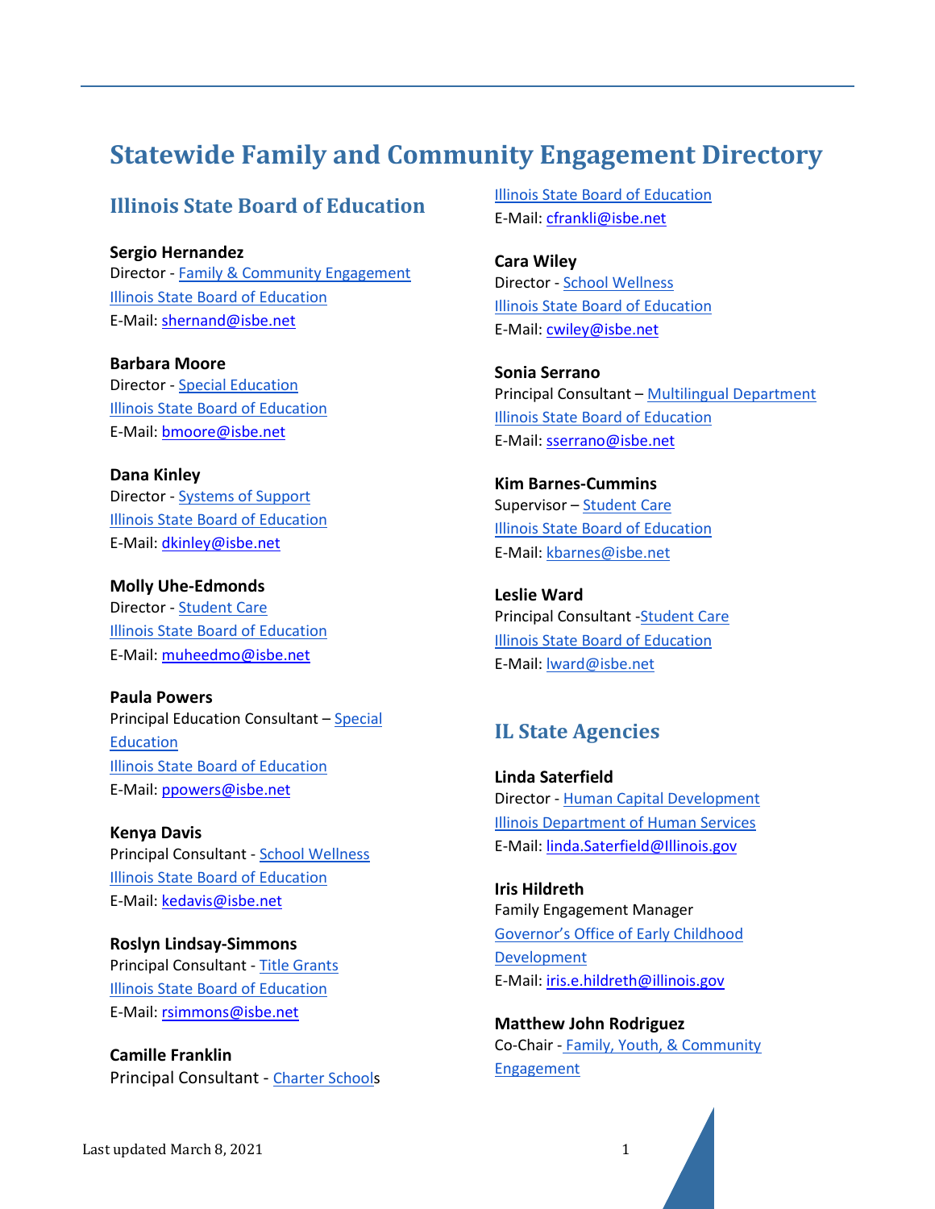# Statewide Family and Community Engagement Directory

## Illinois State Board of Education

**Sergio Hernandez**
Director - Family & Community Engagement
Illinois State Board of Education
E-Mail: shernand@isbe.net

**Barbara Moore**
Director - Special Education
Illinois State Board of Education
E-Mail: bmoore@isbe.net

**Dana Kinley**
Director - Systems of Support
Illinois State Board of Education
E-Mail: dkinley@isbe.net

**Molly Uhe-Edmonds**
Director - Student Care
Illinois State Board of Education
E-Mail: muheedmo@isbe.net

**Paula Powers**
Principal Education Consultant – Special Education
Illinois State Board of Education
E-Mail: ppowers@isbe.net

**Kenya Davis**
Principal Consultant - School Wellness
Illinois State Board of Education
E-Mail: kedavis@isbe.net

**Roslyn Lindsay-Simmons**
Principal Consultant - Title Grants
Illinois State Board of Education
E-Mail: rsimmons@isbe.net

**Camille Franklin**
Principal Consultant - Charter Schools
Illinois State Board of Education
E-Mail: cfrankli@isbe.net

**Cara Wiley**
Director - School Wellness
Illinois State Board of Education
E-Mail: cwiley@isbe.net

**Sonia Serrano**
Principal Consultant – Multilingual Department
Illinois State Board of Education
E-Mail: sserrano@isbe.net

**Kim Barnes-Cummins**
Supervisor – Student Care
Illinois State Board of Education
E-Mail: kbarnes@isbe.net

**Leslie Ward**
Principal Consultant -Student Care
Illinois State Board of Education
E-Mail: lward@isbe.net

## IL State Agencies

**Linda Saterfield**
Director - Human Capital Development
Illinois Department of Human Services
E-Mail: linda.Saterfield@Illinois.gov

**Iris Hildreth**
Family Engagement Manager
Governor's Office of Early Childhood Development
E-Mail: iris.e.hildreth@illinois.gov

**Matthew John Rodriguez**
Co-Chair - Family, Youth, & Community Engagement

Last updated March 8, 2021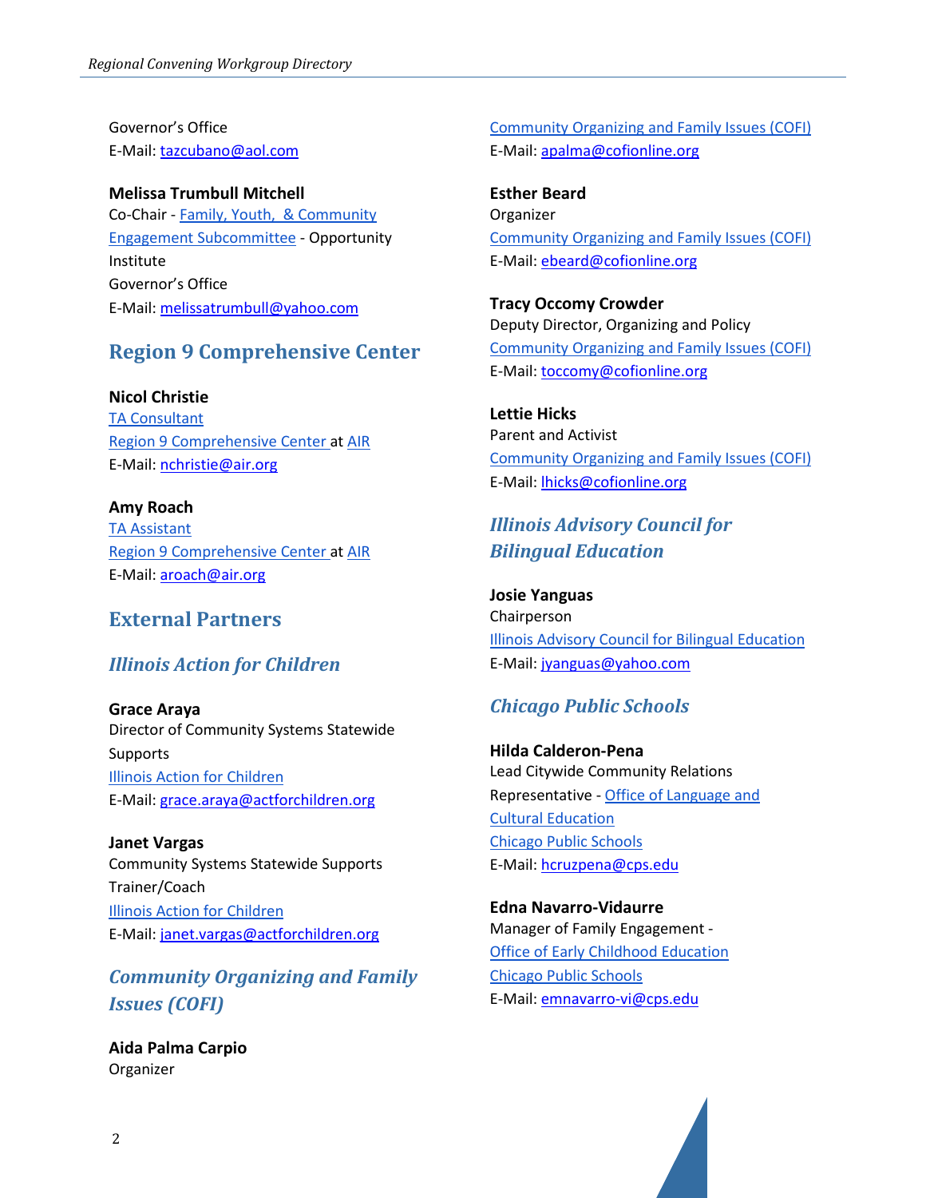Governor's Office
E-Mail: tazcubano@aol.com

**Melissa Trumbull Mitchell**
Co-Chair - Family, Youth, & Community Engagement Subcommittee - Opportunity Institute
Governor's Office
E-Mail: melissatrumbull@yahoo.com

## Region 9 Comprehensive Center

**Nicol Christie**
TA Consultant
Region 9 Comprehensive Center at AIR
E-Mail: nchristie@air.org

**Amy Roach**
TA Assistant
Region 9 Comprehensive Center at AIR
E-Mail: aroach@air.org

## External Partners

### *Illinois Action for Children*

**Grace Araya**
Director of Community Systems Statewide Supports
Illinois Action for Children
E-Mail: grace.araya@actforchildren.org

**Janet Vargas**
Community Systems Statewide Supports Trainer/Coach
Illinois Action for Children
E-Mail: janet.vargas@actforchildren.org

### *Community Organizing and Family Issues (COFI)*

**Aida Palma Carpio**
Organizer
Community Organizing and Family Issues (COFI)
E-Mail: apalma@cofionline.org

**Esther Beard**
Organizer
Community Organizing and Family Issues (COFI)
E-Mail: ebeard@cofionline.org

**Tracy Occomy Crowder**
Deputy Director, Organizing and Policy
Community Organizing and Family Issues (COFI)
E-Mail: toccomy@cofionline.org

**Lettie Hicks**
Parent and Activist
Community Organizing and Family Issues (COFI)
E-Mail: lhicks@cofionline.org

### *Illinois Advisory Council for Bilingual Education*

**Josie Yanguas**
Chairperson
Illinois Advisory Council for Bilingual Education
E-Mail: jyanguas@yahoo.com

### *Chicago Public Schools*

**Hilda Calderon-Pena**
Lead Citywide Community Relations Representative - Office of Language and Cultural Education
Chicago Public Schools
E-Mail: hcruzpena@cps.edu

**Edna Navarro-Vidaurre**
Manager of Family Engagement - Office of Early Childhood Education
Chicago Public Schools
E-Mail: emnavarro-vi@cps.edu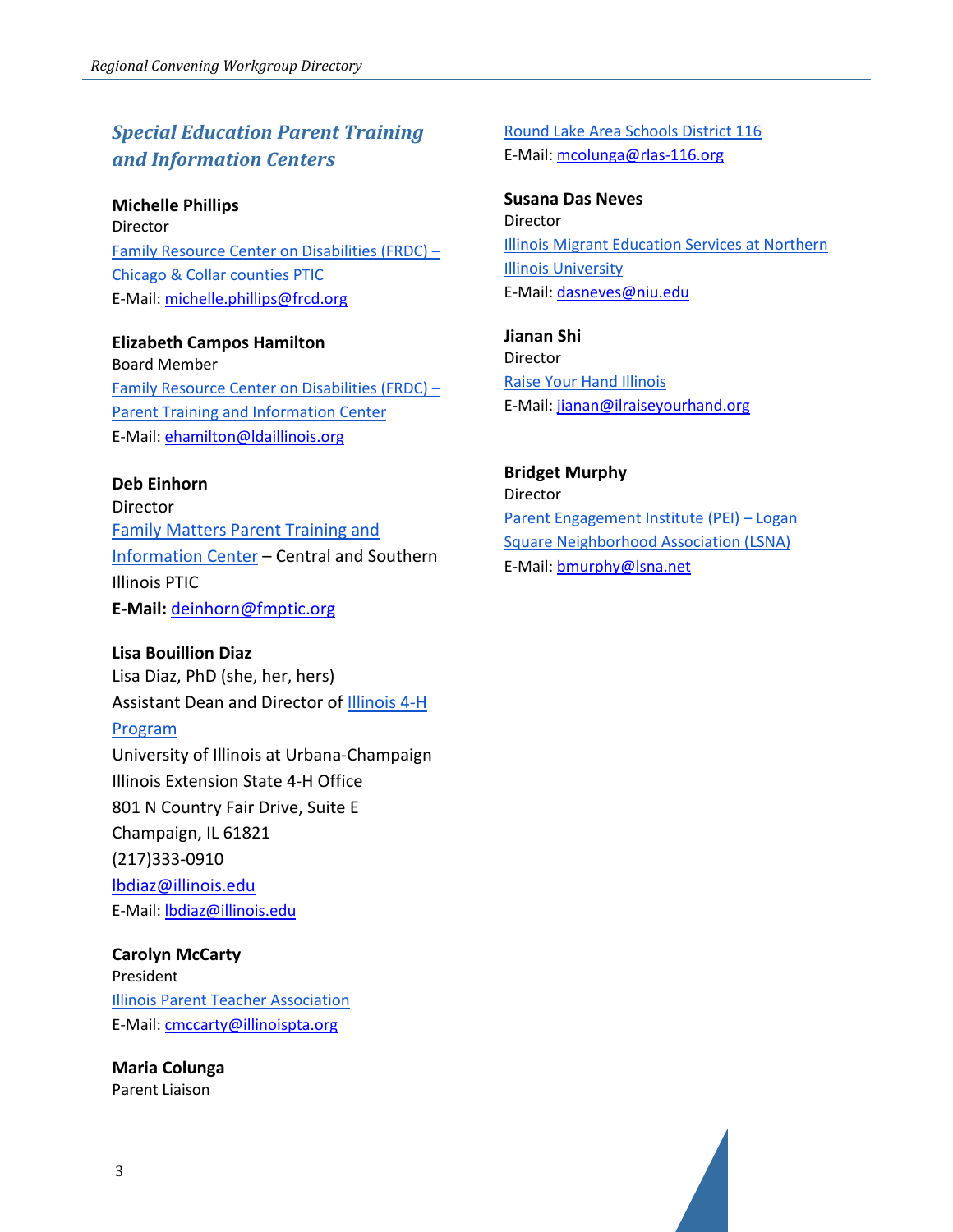## *Special Education Parent Training and Information Centers*

**Michelle Phillips**
Director
Family Resource Center on Disabilities (FRDC) – Chicago & Collar counties PTIC
E-Mail: michelle.phillips@frcd.org

**Elizabeth Campos Hamilton**
Board Member
Family Resource Center on Disabilities (FRDC) – Parent Training and Information Center
E-Mail: ehamilton@ldaillinois.org

**Deb Einhorn**
Director
Family Matters Parent Training and Information Center – Central and Southern Illinois PTIC
**E-Mail:** deinhorn@fmptic.org

**Lisa Bouillion Diaz**
Lisa Diaz, PhD (she, her, hers)
Assistant Dean and Director of Illinois 4-H Program
University of Illinois at Urbana-Champaign
Illinois Extension State 4-H Office
801 N Country Fair Drive, Suite E
Champaign, IL 61821
(217)333-0910
lbdiaz@illinois.edu
E-Mail: lbdiaz@illinois.edu

**Carolyn McCarty**
President
Illinois Parent Teacher Association
E-Mail: cmccarty@illinoispta.org

**Maria Colunga**
Parent Liaison
Round Lake Area Schools District 116
E-Mail: mcolunga@rlas-116.org

**Susana Das Neves**
Director
Illinois Migrant Education Services at Northern Illinois University
E-Mail: dasneves@niu.edu

**Jianan Shi**
Director
Raise Your Hand Illinois
E-Mail: jianan@ilraiseyourhand.org

**Bridget Murphy**
Director
Parent Engagement Institute (PEI) – Logan Square Neighborhood Association (LSNA)
E-Mail: bmurphy@lsna.net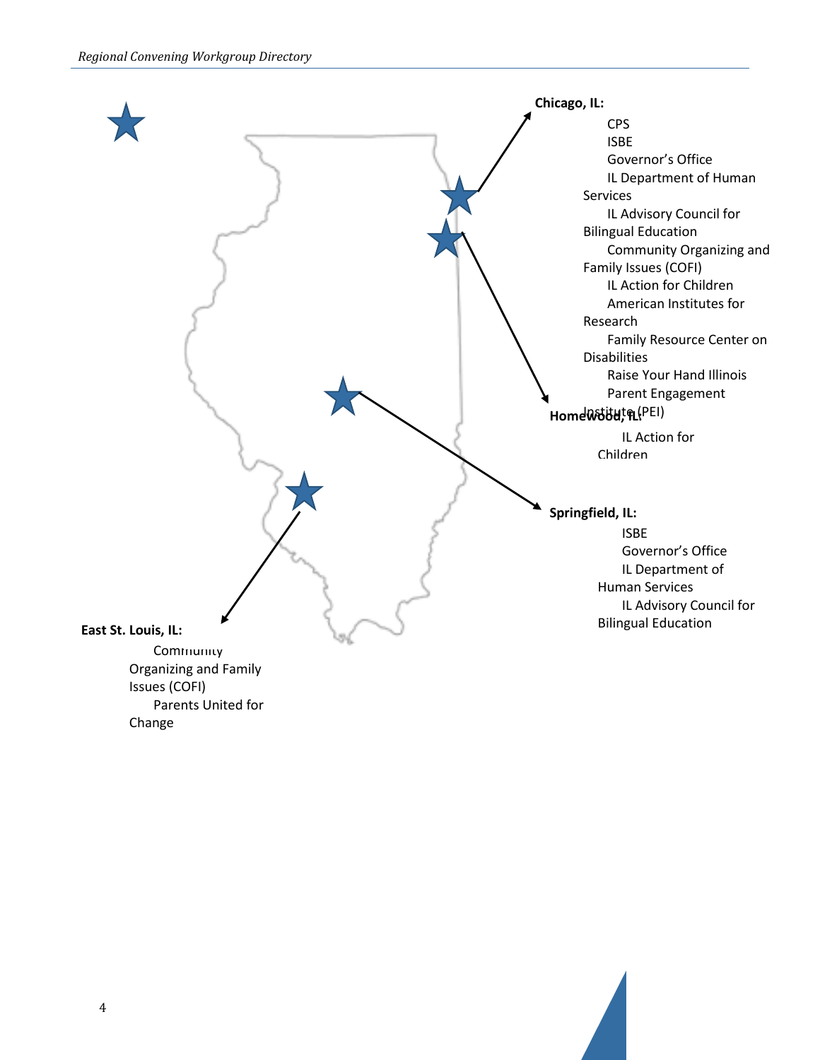**Chicago, IL:**

- CPS
- ISBE
- Governor's Office
- IL Department of Human Services
- IL Advisory Council for Bilingual Education
- Community Organizing and Family Issues (COFI)
- IL Action for Children
- American Institutes for Research
- Family Resource Center on Disabilities
- Raise Your Hand Illinois
- Parent Engagement Institute (PEI)

**Homewood, IL:**

- IL Action for Children

**Springfield, IL:**

- ISBE
- Governor's Office
- IL Department of Human Services
- IL Advisory Council for Bilingual Education

**East St. Louis, IL:**

- Community Organizing and Family Issues (COFI)
- Parents United for Change